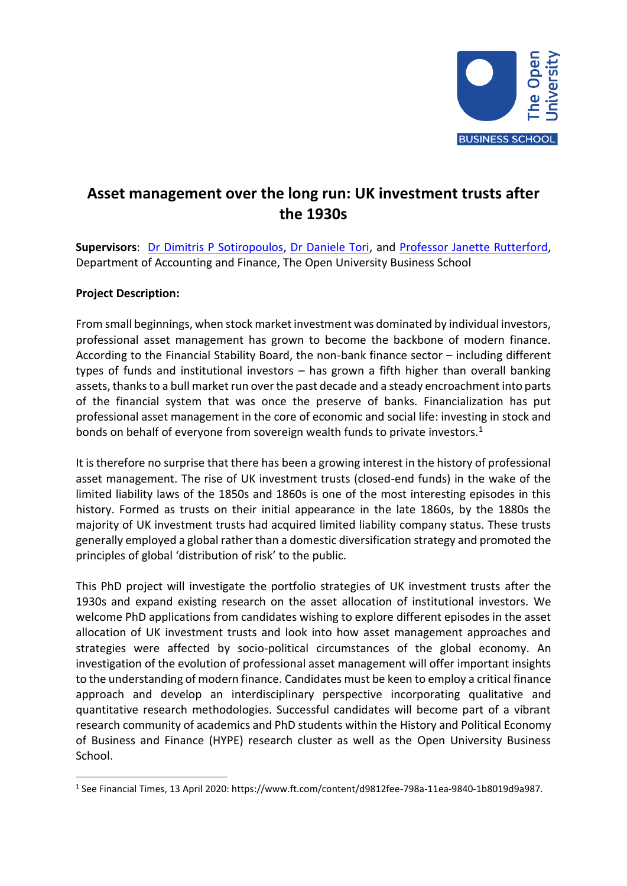# Asset management over the long run: UK investment trusts after the 1930s

**Supervisors**: Dr Dimitris P Sotiropoulos, Dr Daniele Tori, and Professor Janette Rutterford, Department of Accounting and Finance, The Open University Business School

**Project Description:**

From small beginnings, when stock market investment was dominated by individual investors, professional asset management has grown to become the backbone of modern finance. According to the Financial Stability Board, the non-bank finance sector – including different types of funds and institutional investors – has grown a fifth higher than overall banking assets, thanks to a bull market run over the past decade and a steady encroachment into parts of the financial system that was once the preserve of banks. Financialization has put professional asset management in the core of economic and social life: investing in stock and bonds on behalf of everyone from sovereign wealth funds to private investors.[1]

It is therefore no surprise that there has been a growing interest in the history of professional asset management. The rise of UK investment trusts (closed-end funds) in the wake of the limited liability laws of the 1850s and 1860s is one of the most interesting episodes in this history. Formed as trusts on their initial appearance in the late 1860s, by the 1880s the majority of UK investment trusts had acquired limited liability company status. These trusts generally employed a global rather than a domestic diversification strategy and promoted the principles of global 'distribution of risk' to the public.

This PhD project will investigate the portfolio strategies of UK investment trusts after the 1930s and expand existing research on the asset allocation of institutional investors. We welcome PhD applications from candidates wishing to explore different episodes in the asset allocation of UK investment trusts and look into how asset management approaches and strategies were affected by socio-political circumstances of the global economy. An investigation of the evolution of professional asset management will offer important insights to the understanding of modern finance. Candidates must be keen to employ a critical finance approach and develop an interdisciplinary perspective incorporating qualitative and quantitative research methodologies. Successful candidates will become part of a vibrant research community of academics and PhD students within the History and Political Economy of Business and Finance (HYPE) research cluster as well as the Open University Business School.

---

[1] See Financial Times, 13 April 2020: https://www.ft.com/content/d9812fee-798a-11ea-9840-1b8019d9a987.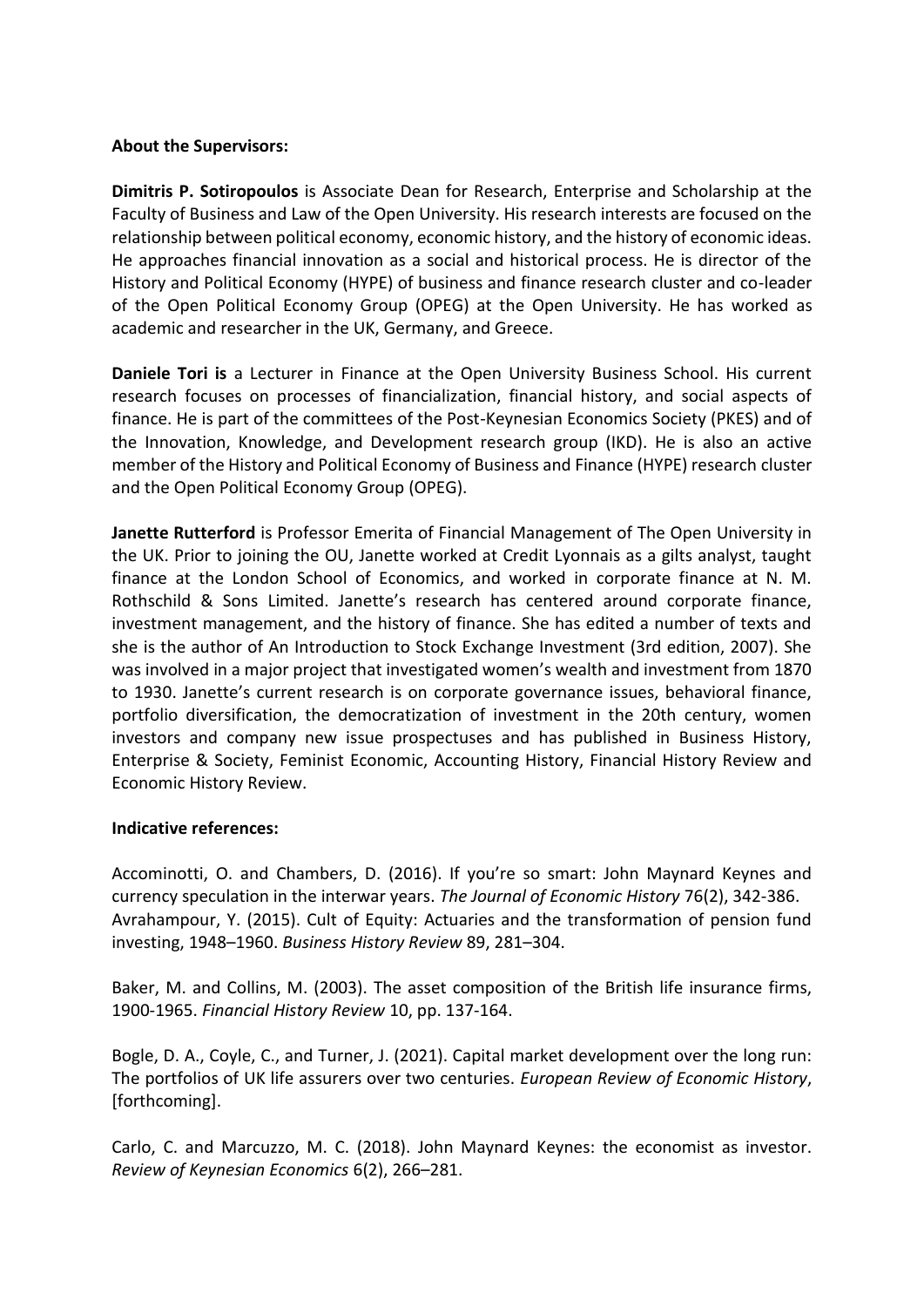**About the Supervisors:**

**Dimitris P. Sotiropoulos** is Associate Dean for Research, Enterprise and Scholarship at the Faculty of Business and Law of the Open University. His research interests are focused on the relationship between political economy, economic history, and the history of economic ideas. He approaches financial innovation as a social and historical process. He is director of the History and Political Economy (HYPE) of business and finance research cluster and co-leader of the Open Political Economy Group (OPEG) at the Open University. He has worked as academic and researcher in the UK, Germany, and Greece.

**Daniele Tori is** a Lecturer in Finance at the Open University Business School. His current research focuses on processes of financialization, financial history, and social aspects of finance. He is part of the committees of the Post-Keynesian Economics Society (PKES) and of the Innovation, Knowledge, and Development research group (IKD). He is also an active member of the History and Political Economy of Business and Finance (HYPE) research cluster and the Open Political Economy Group (OPEG).

**Janette Rutterford** is Professor Emerita of Financial Management of The Open University in the UK. Prior to joining the OU, Janette worked at Credit Lyonnais as a gilts analyst, taught finance at the London School of Economics, and worked in corporate finance at N. M. Rothschild & Sons Limited. Janette's research has centered around corporate finance, investment management, and the history of finance. She has edited a number of texts and she is the author of An Introduction to Stock Exchange Investment (3rd edition, 2007). She was involved in a major project that investigated women's wealth and investment from 1870 to 1930. Janette's current research is on corporate governance issues, behavioral finance, portfolio diversification, the democratization of investment in the 20th century, women investors and company new issue prospectuses and has published in Business History, Enterprise & Society, Feminist Economic, Accounting History, Financial History Review and Economic History Review.

**Indicative references:**

Accominotti, O. and Chambers, D. (2016). If you're so smart: John Maynard Keynes and currency speculation in the interwar years. *The Journal of Economic History* 76(2), 342-386.
Avrahampour, Y. (2015). Cult of Equity: Actuaries and the transformation of pension fund investing, 1948–1960. *Business History Review* 89, 281–304.

Baker, M. and Collins, M. (2003). The asset composition of the British life insurance firms, 1900-1965. *Financial History Review* 10, pp. 137-164.

Bogle, D. A., Coyle, C., and Turner, J. (2021). Capital market development over the long run: The portfolios of UK life assurers over two centuries. *European Review of Economic History*, [forthcoming].

Carlo, C. and Marcuzzo, M. C. (2018). John Maynard Keynes: the economist as investor. *Review of Keynesian Economics* 6(2), 266–281.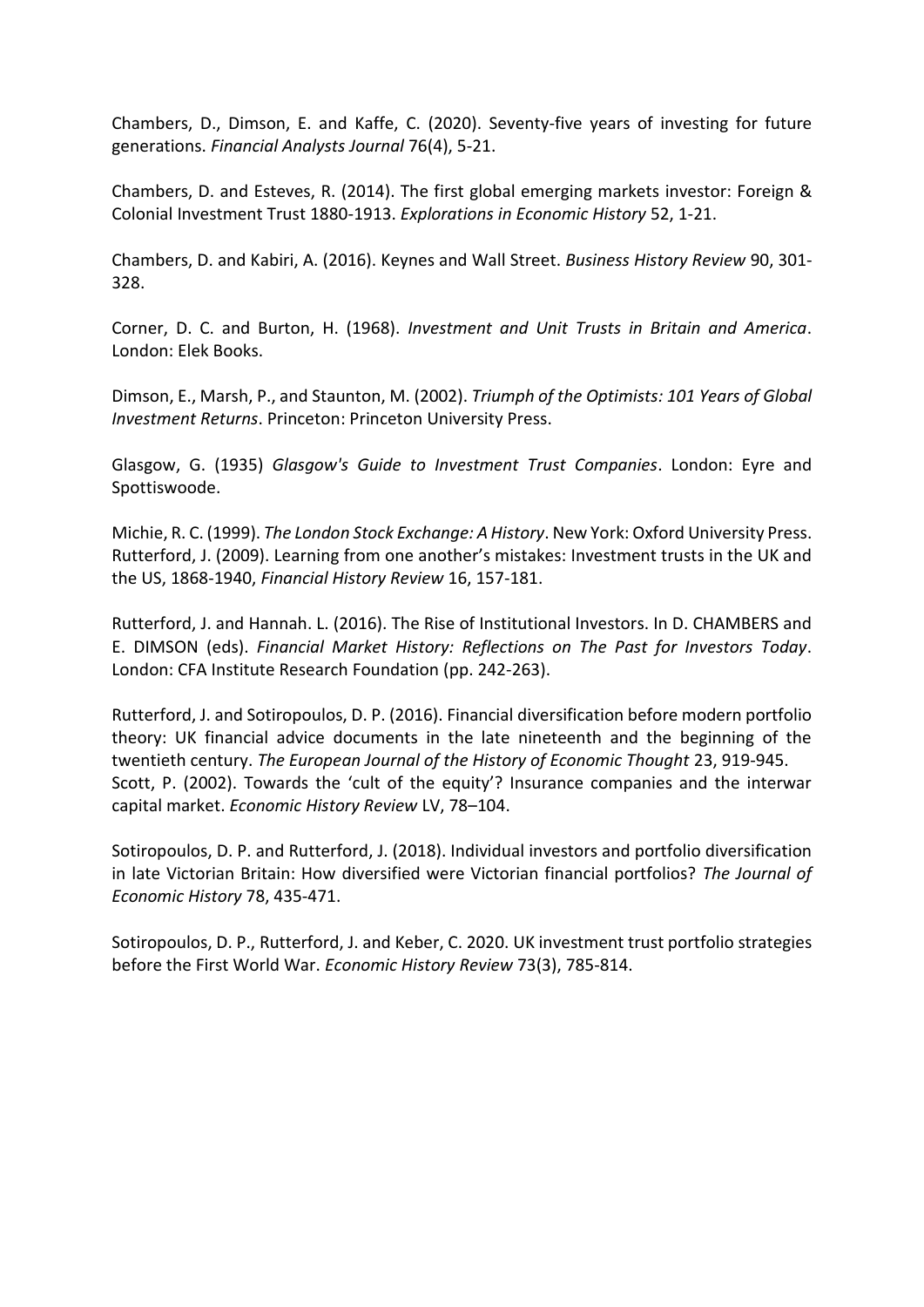Chambers, D., Dimson, E. and Kaffe, C. (2020). Seventy-five years of investing for future generations. *Financial Analysts Journal* 76(4), 5-21.

Chambers, D. and Esteves, R. (2014). The first global emerging markets investor: Foreign & Colonial Investment Trust 1880-1913. *Explorations in Economic History* 52, 1-21.

Chambers, D. and Kabiri, A. (2016). Keynes and Wall Street. *Business History Review* 90, 301-328.

Corner, D. C. and Burton, H. (1968). *Investment and Unit Trusts in Britain and America*. London: Elek Books.

Dimson, E., Marsh, P., and Staunton, M. (2002). *Triumph of the Optimists: 101 Years of Global Investment Returns*. Princeton: Princeton University Press.

Glasgow, G. (1935) *Glasgow's Guide to Investment Trust Companies*. London: Eyre and Spottiswoode.

Michie, R. C. (1999). *The London Stock Exchange: A History*. New York: Oxford University Press.

Rutterford, J. (2009). Learning from one another's mistakes: Investment trusts in the UK and the US, 1868-1940, *Financial History Review* 16, 157-181.

Rutterford, J. and Hannah. L. (2016). The Rise of Institutional Investors. In D. CHAMBERS and E. DIMSON (eds). *Financial Market History: Reflections on The Past for Investors Today*. London: CFA Institute Research Foundation (pp. 242-263).

Rutterford, J. and Sotiropoulos, D. P. (2016). Financial diversification before modern portfolio theory: UK financial advice documents in the late nineteenth and the beginning of the twentieth century. *The European Journal of the History of Economic Thought* 23, 919-945.

Scott, P. (2002). Towards the 'cult of the equity'? Insurance companies and the interwar capital market. *Economic History Review* LV, 78–104.

Sotiropoulos, D. P. and Rutterford, J. (2018). Individual investors and portfolio diversification in late Victorian Britain: How diversified were Victorian financial portfolios? *The Journal of Economic History* 78, 435-471.

Sotiropoulos, D. P., Rutterford, J. and Keber, C. 2020. UK investment trust portfolio strategies before the First World War. *Economic History Review* 73(3), 785-814.